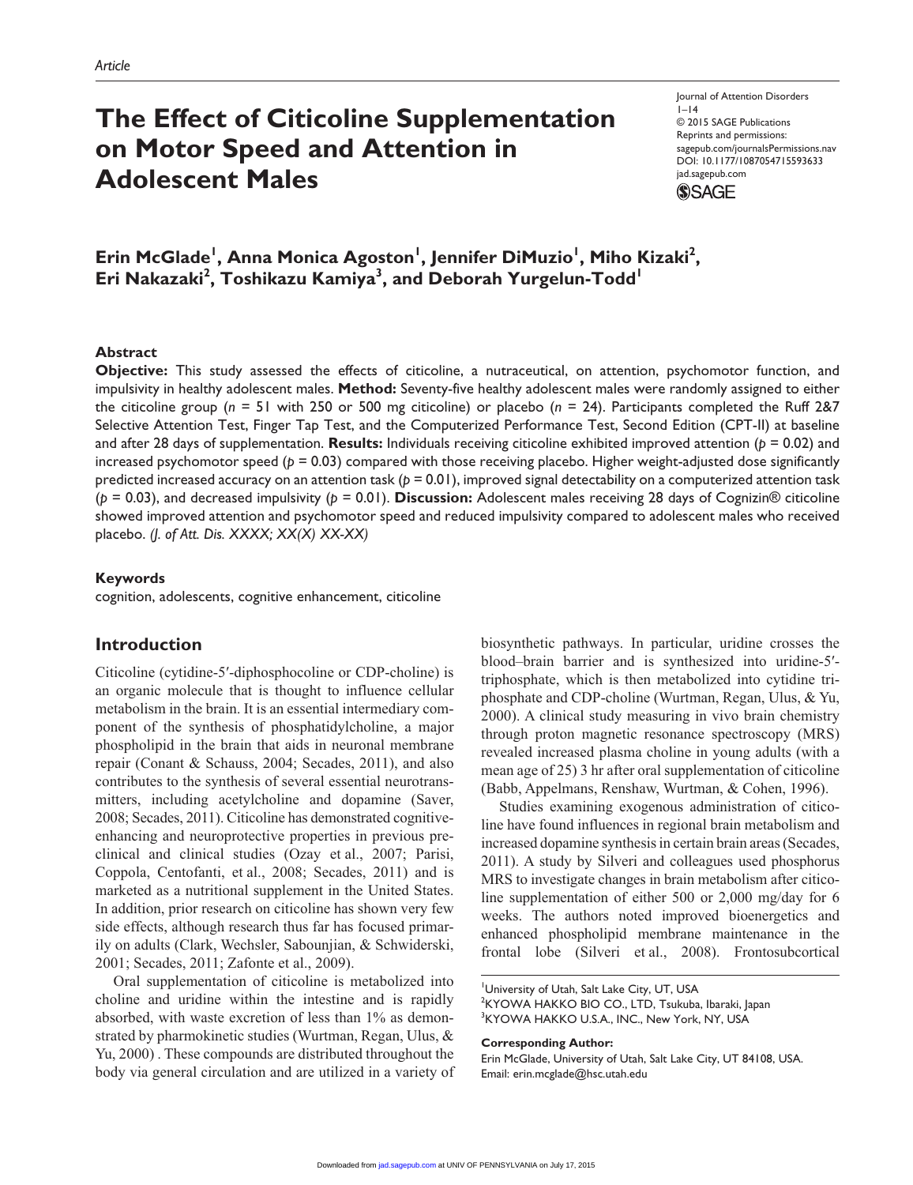Article

# The Effect of Citicoline Supplementation on Motor Speed and Attention in Adolescent Males

Journal of Attention Disorders
1–14
© 2015 SAGE Publications
Reprints and permissions:
sagepub.com/journalsPermissions.nav
DOI: 10.1177/1087054715593633
jad.sagepub.com

**Erin McGlade[1], Anna Monica Agoston[1], Jennifer DiMuzio[1], Miho Kizaki[2], Eri Nakazaki[2], Toshikazu Kamiya[3], and Deborah Yurgelun-Todd[1]**

## Abstract

**Objective:** This study assessed the effects of citicoline, a nutraceutical, on attention, psychomotor function, and impulsivity in healthy adolescent males. **Method:** Seventy-five healthy adolescent males were randomly assigned to either the citicoline group ($n$ = 51 with 250 or 500 mg citicoline) or placebo ($n$ = 24). Participants completed the Ruff 2&7 Selective Attention Test, Finger Tap Test, and the Computerized Performance Test, Second Edition (CPT-II) at baseline and after 28 days of supplementation. **Results:** Individuals receiving citicoline exhibited improved attention ($p$ = 0.02) and increased psychomotor speed ($p$ = 0.03) compared with those receiving placebo. Higher weight-adjusted dose significantly predicted increased accuracy on an attention task ($p$ = 0.01), improved signal detectability on a computerized attention task ($p$ = 0.03), and decreased impulsivity ($p$ = 0.01). **Discussion:** Adolescent males receiving 28 days of Cognizin® citicoline showed improved attention and psychomotor speed and reduced impulsivity compared to adolescent males who received placebo. *(J. of Att. Dis. XXXX; XX(X) XX-XX)*

## Keywords

cognition, adolescents, cognitive enhancement, citicoline

## Introduction

Citicoline (cytidine-5′-diphosphocholine or CDP-choline) is an organic molecule that is thought to influence cellular metabolism in the brain. It is an essential intermediary component of the synthesis of phosphatidylcholine, a major phospholipid in the brain that aids in neuronal membrane repair (Conant & Schauss, 2004; Secades, 2011), and also contributes to the synthesis of several essential neurotransmitters, including acetylcholine and dopamine (Saver, 2008; Secades, 2011). Citicoline has demonstrated cognitive-enhancing and neuroprotective properties in previous preclinical and clinical studies (Ozay et al., 2007; Parisi, Coppola, Centofanti, et al., 2008; Secades, 2011) and is marketed as a nutritional supplement in the United States. In addition, prior research on citicoline has shown very few side effects, although research thus far has focused primarily on adults (Clark, Wechsler, Sabounjian, & Schwiderski, 2001; Secades, 2011; Zafonte et al., 2009).

Oral supplementation of citicoline is metabolized into choline and uridine within the intestine and is rapidly absorbed, with waste excretion of less than 1% as demonstrated by pharmokinetic studies (Wurtman, Regan, Ulus, & Yu, 2000) . These compounds are distributed throughout the body via general circulation and are utilized in a variety of biosynthetic pathways. In particular, uridine crosses the blood–brain barrier and is synthesized into uridine-5′-triphosphate, which is then metabolized into cytidine triphosphate and CDP-choline (Wurtman, Regan, Ulus, & Yu, 2000). A clinical study measuring in vivo brain chemistry through proton magnetic resonance spectroscopy (MRS) revealed increased plasma choline in young adults (with a mean age of 25) 3 hr after oral supplementation of citicoline (Babb, Appelmans, Renshaw, Wurtman, & Cohen, 1996).

Studies examining exogenous administration of citicoline have found influences in regional brain metabolism and increased dopamine synthesis in certain brain areas (Secades, 2011). A study by Silveri and colleagues used phosphorus MRS to investigate changes in brain metabolism after citicoline supplementation of either 500 or 2,000 mg/day for 6 weeks. The authors noted improved bioenergetics and enhanced phospholipid membrane maintenance in the frontal lobe (Silveri et al., 2008). Frontosubcortical

[1]University of Utah, Salt Lake City, UT, USA
[2]KYOWA HAKKO BIO CO., LTD, Tsukuba, Ibaraki, Japan
[3]KYOWA HAKKO U.S.A., INC., New York, NY, USA

**Corresponding Author:**
Erin McGlade, University of Utah, Salt Lake City, UT 84108, USA.
Email: erin.mcglade@hsc.utah.edu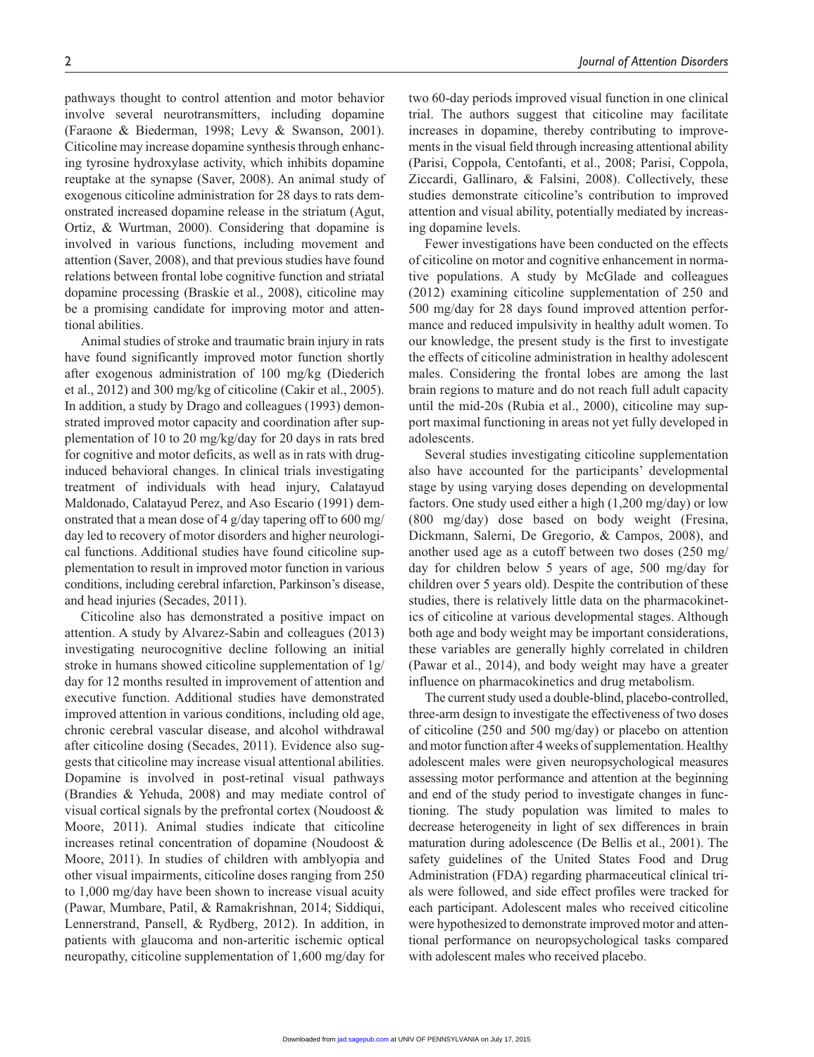pathways thought to control attention and motor behavior involve several neurotransmitters, including dopamine (Faraone & Biederman, 1998; Levy & Swanson, 2001). Citicoline may increase dopamine synthesis through enhancing tyrosine hydroxylase activity, which inhibits dopamine reuptake at the synapse (Saver, 2008). An animal study of exogenous citicoline administration for 28 days to rats demonstrated increased dopamine release in the striatum (Agut, Ortiz, & Wurtman, 2000). Considering that dopamine is involved in various functions, including movement and attention (Saver, 2008), and that previous studies have found relations between frontal lobe cognitive function and striatal dopamine processing (Braskie et al., 2008), citicoline may be a promising candidate for improving motor and attentional abilities.

Animal studies of stroke and traumatic brain injury in rats have found significantly improved motor function shortly after exogenous administration of 100 mg/kg (Diederich et al., 2012) and 300 mg/kg of citicoline (Cakir et al., 2005). In addition, a study by Drago and colleagues (1993) demonstrated improved motor capacity and coordination after supplementation of 10 to 20 mg/kg/day for 20 days in rats bred for cognitive and motor deficits, as well as in rats with drug-induced behavioral changes. In clinical trials investigating treatment of individuals with head injury, Calatayud Maldonado, Calatayud Perez, and Aso Escario (1991) demonstrated that a mean dose of 4 g/day tapering off to 600 mg/day led to recovery of motor disorders and higher neurological functions. Additional studies have found citicoline supplementation to result in improved motor function in various conditions, including cerebral infarction, Parkinson's disease, and head injuries (Secades, 2011).

Citicoline also has demonstrated a positive impact on attention. A study by Alvarez-Sabin and colleagues (2013) investigating neurocognitive decline following an initial stroke in humans showed citicoline supplementation of 1g/day for 12 months resulted in improvement of attention and executive function. Additional studies have demonstrated improved attention in various conditions, including old age, chronic cerebral vascular disease, and alcohol withdrawal after citicoline dosing (Secades, 2011). Evidence also suggests that citicoline may increase visual attentional abilities. Dopamine is involved in post-retinal visual pathways (Brandies & Yehuda, 2008) and may mediate control of visual cortical signals by the prefrontal cortex (Noudoost & Moore, 2011). Animal studies indicate that citicoline increases retinal concentration of dopamine (Noudoost & Moore, 2011). In studies of children with amblyopia and other visual impairments, citicoline doses ranging from 250 to 1,000 mg/day have been shown to increase visual acuity (Pawar, Mumbare, Patil, & Ramakrishnan, 2014; Siddiqui, Lennerstrand, Pansell, & Rydberg, 2012). In addition, in patients with glaucoma and non-arteritic ischemic optical neuropathy, citicoline supplementation of 1,600 mg/day for two 60-day periods improved visual function in one clinical trial. The authors suggest that citicoline may facilitate increases in dopamine, thereby contributing to improvements in the visual field through increasing attentional ability (Parisi, Coppola, Centofanti, et al., 2008; Parisi, Coppola, Ziccardi, Gallinaro, & Falsini, 2008). Collectively, these studies demonstrate citicoline's contribution to improved attention and visual ability, potentially mediated by increasing dopamine levels.

Fewer investigations have been conducted on the effects of citicoline on motor and cognitive enhancement in normative populations. A study by McGlade and colleagues (2012) examining citicoline supplementation of 250 and 500 mg/day for 28 days found improved attention performance and reduced impulsivity in healthy adult women. To our knowledge, the present study is the first to investigate the effects of citicoline administration in healthy adolescent males. Considering the frontal lobes are among the last brain regions to mature and do not reach full adult capacity until the mid-20s (Rubia et al., 2000), citicoline may support maximal functioning in areas not yet fully developed in adolescents.

Several studies investigating citicoline supplementation also have accounted for the participants' developmental stage by using varying doses depending on developmental factors. One study used either a high (1,200 mg/day) or low (800 mg/day) dose based on body weight (Fresina, Dickmann, Salerni, De Gregorio, & Campos, 2008), and another used age as a cutoff between two doses (250 mg/day for children below 5 years of age, 500 mg/day for children over 5 years old). Despite the contribution of these studies, there is relatively little data on the pharmacokinetics of citicoline at various developmental stages. Although both age and body weight may be important considerations, these variables are generally highly correlated in children (Pawar et al., 2014), and body weight may have a greater influence on pharmacokinetics and drug metabolism.

The current study used a double-blind, placebo-controlled, three-arm design to investigate the effectiveness of two doses of citicoline (250 and 500 mg/day) or placebo on attention and motor function after 4 weeks of supplementation. Healthy adolescent males were given neuropsychological measures assessing motor performance and attention at the beginning and end of the study period to investigate changes in functioning. The study population was limited to males to decrease heterogeneity in light of sex differences in brain maturation during adolescence (De Bellis et al., 2001). The safety guidelines of the United States Food and Drug Administration (FDA) regarding pharmaceutical clinical trials were followed, and side effect profiles were tracked for each participant. Adolescent males who received citicoline were hypothesized to demonstrate improved motor and attentional performance on neuropsychological tasks compared with adolescent males who received placebo.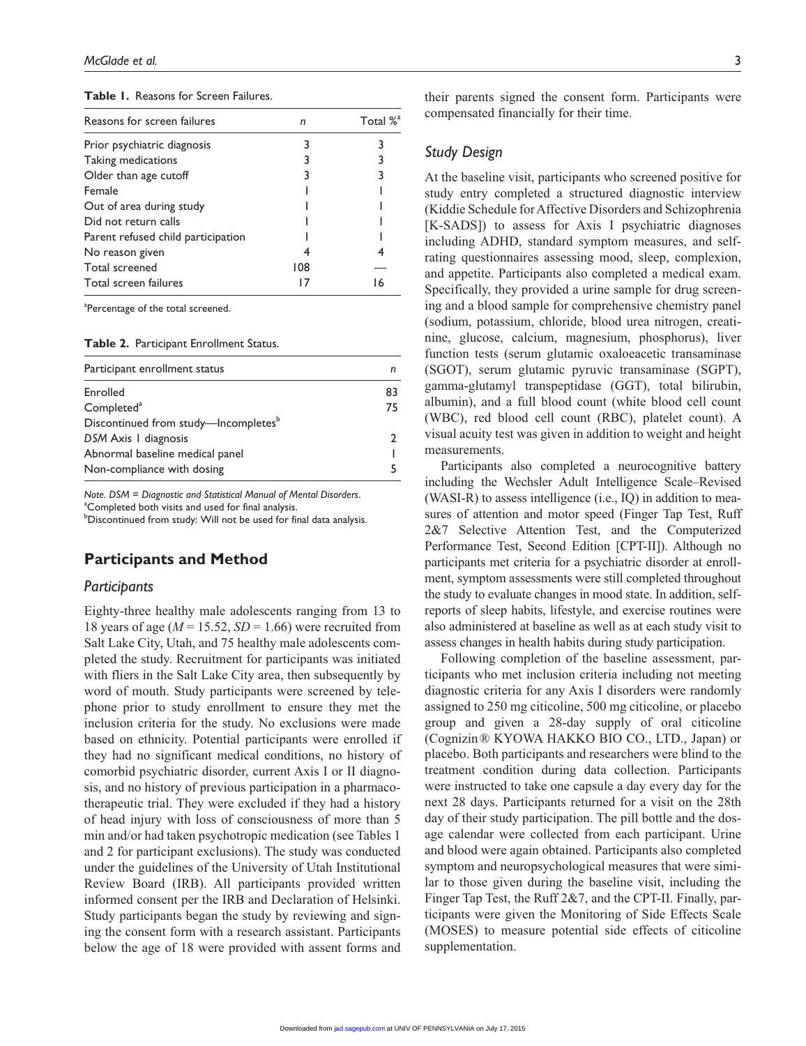**Table 1.** Reasons for Screen Failures.

| Reasons for screen failures | n | Total %[a] |
|---|---|---|
| Prior psychiatric diagnosis | 3 | 3 |
| Taking medications | 3 | 3 |
| Older than age cutoff | 3 | 3 |
| Female | 1 | 1 |
| Out of area during study | 1 | 1 |
| Did not return calls | 1 | 1 |
| Parent refused child participation | 1 | 1 |
| No reason given | 4 | 4 |
| Total screened | 108 | — |
| Total screen failures | 17 | 16 |

[a]Percentage of the total screened.

**Table 2.** Participant Enrollment Status.

| Participant enrollment status | n |
|---|---|
| Enrolled | 83 |
| Completed[a] | 75 |
| Discontinued from study—Incompletes[b] | |
| *DSM* Axis I diagnosis | 2 |
| Abnormal baseline medical panel | 1 |
| Non-compliance with dosing | 5 |

*Note. DSM = Diagnostic and Statistical Manual of Mental Disorders.*
[a]Completed both visits and used for final analysis.
[b]Discontinued from study: Will not be used for final data analysis.

## Participants and Method

### Participants

Eighty-three healthy male adolescents ranging from 13 to 18 years of age ($M$ = 15.52, $SD$ = 1.66) were recruited from Salt Lake City, Utah, and 75 healthy male adolescents completed the study. Recruitment for participants was initiated with fliers in the Salt Lake City area, then subsequently by word of mouth. Study participants were screened by telephone prior to study enrollment to ensure they met the inclusion criteria for the study. No exclusions were made based on ethnicity. Potential participants were enrolled if they had no significant medical conditions, no history of comorbid psychiatric disorder, current Axis I or II diagnosis, and no history of previous participation in a pharmacotherapeutic trial. They were excluded if they had a history of head injury with loss of consciousness of more than 5 min and/or had taken psychotropic medication (see Tables 1 and 2 for participant exclusions). The study was conducted under the guidelines of the University of Utah Institutional Review Board (IRB). All participants provided written informed consent per the IRB and Declaration of Helsinki. Study participants began the study by reviewing and signing the consent form with a research assistant. Participants below the age of 18 were provided with assent forms and their parents signed the consent form. Participants were compensated financially for their time.

### Study Design

At the baseline visit, participants who screened positive for study entry completed a structured diagnostic interview (Kiddie Schedule for Affective Disorders and Schizophrenia [K-SADS]) to assess for Axis I psychiatric diagnoses including ADHD, standard symptom measures, and self-rating questionnaires assessing mood, sleep, complexion, and appetite. Participants also completed a medical exam. Specifically, they provided a urine sample for drug screening and a blood sample for comprehensive chemistry panel (sodium, potassium, chloride, blood urea nitrogen, creatinine, glucose, calcium, magnesium, phosphorus), liver function tests (serum glutamic oxaloacetic transaminase (SGOT), serum glutamic pyruvic transaminase (SGPT), gamma-glutamyl transpeptidase (GGT), total bilirubin, albumin), and a full blood count (white blood cell count (WBC), red blood cell count (RBC), platelet count). A visual acuity test was given in addition to weight and height measurements.

Participants also completed a neurocognitive battery including the Wechsler Adult Intelligence Scale–Revised (WASI-R) to assess intelligence (i.e., IQ) in addition to measures of attention and motor speed (Finger Tap Test, Ruff 2&7 Selective Attention Test, and the Computerized Performance Test, Second Edition [CPT-II]). Although no participants met criteria for a psychiatric disorder at enrollment, symptom assessments were still completed throughout the study to evaluate changes in mood state. In addition, self-reports of sleep habits, lifestyle, and exercise routines were also administered at baseline as well as at each study visit to assess changes in health habits during study participation.

Following completion of the baseline assessment, participants who met inclusion criteria including not meeting diagnostic criteria for any Axis I disorders were randomly assigned to 250 mg citicoline, 500 mg citicoline, or placebo group and given a 28-day supply of oral citicoline (Cognizin® KYOWA HAKKO BIO CO., LTD., Japan) or placebo. Both participants and researchers were blind to the treatment condition during data collection. Participants were instructed to take one capsule a day every day for the next 28 days. Participants returned for a visit on the 28th day of their study participation. The pill bottle and the dosage calendar were collected from each participant. Urine and blood were again obtained. Participants also completed symptom and neuropsychological measures that were similar to those given during the baseline visit, including the Finger Tap Test, the Ruff 2&7, and the CPT-II. Finally, participants were given the Monitoring of Side Effects Scale (MOSES) to measure potential side effects of citicoline supplementation.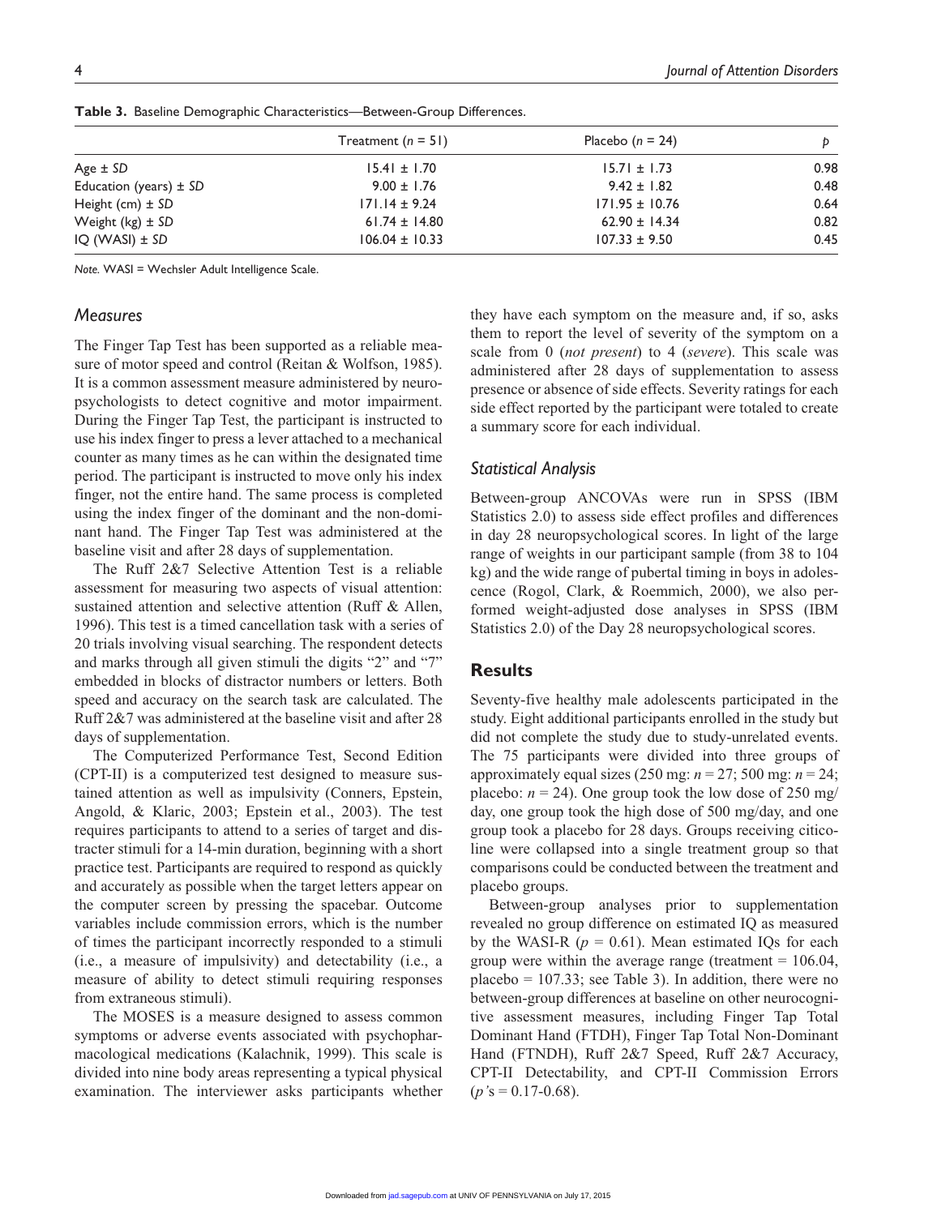**Table 3.** Baseline Demographic Characteristics—Between-Group Differences.

| | Treatment ($n$ = 51) | Placebo ($n$ = 24) | $p$ |
|---|---|---|---|
| Age ± *SD* | 15.41 ± 1.70 | 15.71 ± 1.73 | 0.98 |
| Education (years) ± *SD* | 9.00 ± 1.76 | 9.42 ± 1.82 | 0.48 |
| Height (cm) ± *SD* | 171.14 ± 9.24 | 171.95 ± 10.76 | 0.64 |
| Weight (kg) ± *SD* | 61.74 ± 14.80 | 62.90 ± 14.34 | 0.82 |
| IQ (WASI) ± *SD* | 106.04 ± 10.33 | 107.33 ± 9.50 | 0.45 |

*Note.* WASI = Wechsler Adult Intelligence Scale.

## Measures

The Finger Tap Test has been supported as a reliable measure of motor speed and control (Reitan & Wolfson, 1985). It is a common assessment measure administered by neuropsychologists to detect cognitive and motor impairment. During the Finger Tap Test, the participant is instructed to use his index finger to press a lever attached to a mechanical counter as many times as he can within the designated time period. The participant is instructed to move only his index finger, not the entire hand. The same process is completed using the index finger of the dominant and the non-dominant hand. The Finger Tap Test was administered at the baseline visit and after 28 days of supplementation.

The Ruff 2&7 Selective Attention Test is a reliable assessment for measuring two aspects of visual attention: sustained attention and selective attention (Ruff & Allen, 1996). This test is a timed cancellation task with a series of 20 trials involving visual searching. The respondent detects and marks through all given stimuli the digits "2" and "7" embedded in blocks of distractor numbers or letters. Both speed and accuracy on the search task are calculated. The Ruff 2&7 was administered at the baseline visit and after 28 days of supplementation.

The Computerized Performance Test, Second Edition (CPT-II) is a computerized test designed to measure sustained attention as well as impulsivity (Conners, Epstein, Angold, & Klaric, 2003; Epstein et al., 2003). The test requires participants to attend to a series of target and distracter stimuli for a 14-min duration, beginning with a short practice test. Participants are required to respond as quickly and accurately as possible when the target letters appear on the computer screen by pressing the spacebar. Outcome variables include commission errors, which is the number of times the participant incorrectly responded to a stimuli (i.e., a measure of impulsivity) and detectability (i.e., a measure of ability to detect stimuli requiring responses from extraneous stimuli).

The MOSES is a measure designed to assess common symptoms or adverse events associated with psychopharmacological medications (Kalachnik, 1999). This scale is divided into nine body areas representing a typical physical examination. The interviewer asks participants whether they have each symptom on the measure and, if so, asks them to report the level of severity of the symptom on a scale from 0 (*not present*) to 4 (*severe*). This scale was administered after 28 days of supplementation to assess presence or absence of side effects. Severity ratings for each side effect reported by the participant were totaled to create a summary score for each individual.

## Statistical Analysis

Between-group ANCOVAs were run in SPSS (IBM Statistics 2.0) to assess side effect profiles and differences in day 28 neuropsychological scores. In light of the large range of weights in our participant sample (from 38 to 104 kg) and the wide range of pubertal timing in boys in adolescence (Rogol, Clark, & Roemmich, 2000), we also performed weight-adjusted dose analyses in SPSS (IBM Statistics 2.0) of the Day 28 neuropsychological scores.

# Results

Seventy-five healthy male adolescents participated in the study. Eight additional participants enrolled in the study but did not complete the study due to study-unrelated events. The 75 participants were divided into three groups of approximately equal sizes (250 mg: $n = 27$; 500 mg: $n = 24$; placebo: $n = 24$). One group took the low dose of 250 mg/day, one group took the high dose of 500 mg/day, and one group took a placebo for 28 days. Groups receiving citicoline were collapsed into a single treatment group so that comparisons could be conducted between the treatment and placebo groups.

Between-group analyses prior to supplementation revealed no group difference on estimated IQ as measured by the WASI-R ($p = 0.61$). Mean estimated IQs for each group were within the average range (treatment = 106.04, placebo = 107.33; see Table 3). In addition, there were no between-group differences at baseline on other neurocognitive assessment measures, including Finger Tap Total Dominant Hand (FTDH), Finger Tap Total Non-Dominant Hand (FTNDH), Ruff 2&7 Speed, Ruff 2&7 Accuracy, CPT-II Detectability, and CPT-II Commission Errors ($p$'s = 0.17-0.68).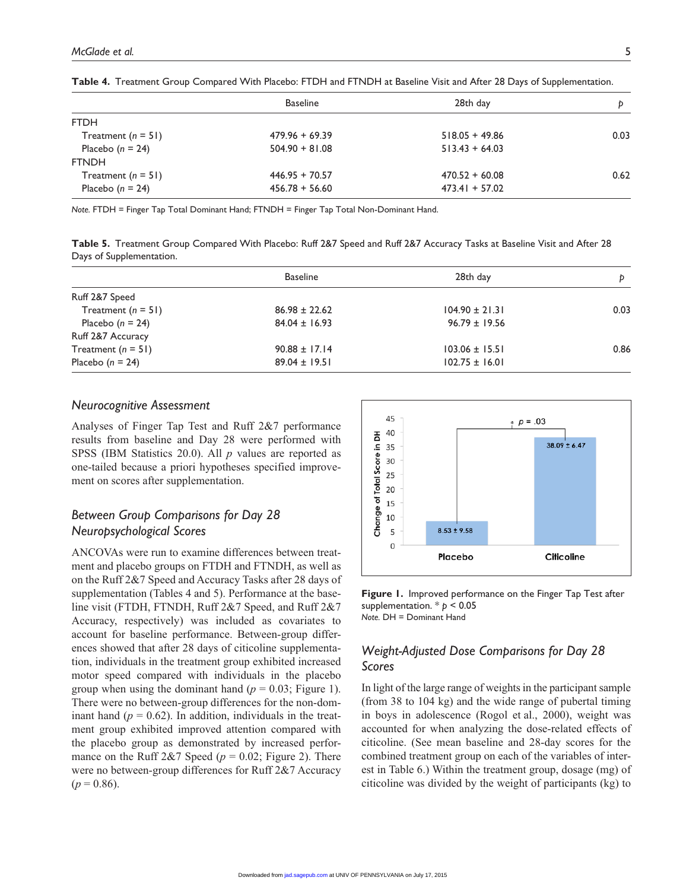**Table 4.** Treatment Group Compared With Placebo: FTDH and FTNDH at Baseline Visit and After 28 Days of Supplementation.

| | Baseline | 28th day | *p* |
|---|---|---|---|
| FTDH | | | |
| Treatment (*n* = 51) | 479.96 + 69.39 | 518.05 + 49.86 | 0.03 |
| Placebo (*n* = 24) | 504.90 + 81.08 | 513.43 + 64.03 | |
| FTNDH | | | |
| Treatment (*n* = 51) | 446.95 + 70.57 | 470.52 + 60.08 | 0.62 |
| Placebo (*n* = 24) | 456.78 + 56.60 | 473.41 + 57.02 | |

*Note.* FTDH = Finger Tap Total Dominant Hand; FTNDH = Finger Tap Total Non-Dominant Hand.

**Table 5.** Treatment Group Compared With Placebo: Ruff 2&7 Speed and Ruff 2&7 Accuracy Tasks at Baseline Visit and After 28 Days of Supplementation.

| | Baseline | 28th day | *p* |
|---|---|---|---|
| Ruff 2&7 Speed | | | |
| Treatment (*n* = 51) | 86.98 ± 22.62 | 104.90 ± 21.31 | 0.03 |
| Placebo (*n* = 24) | 84.04 ± 16.93 | 96.79 ± 19.56 | |
| Ruff 2&7 Accuracy | | | |
| Treatment (*n* = 51) | 90.88 ± 17.14 | 103.06 ± 15.51 | 0.86 |
| Placebo (*n* = 24) | 89.04 ± 19.51 | 102.75 ± 16.01 | |

## *Neurocognitive Assessment*

Analyses of Finger Tap Test and Ruff 2&7 performance results from baseline and Day 28 were performed with SPSS (IBM Statistics 20.0). All *p* values are reported as one-tailed because a priori hypotheses specified improvement on scores after supplementation.

## *Between Group Comparisons for Day 28 Neuropsychological Scores*

ANCOVAs were run to examine differences between treatment and placebo groups on FTDH and FTNDH, as well as on the Ruff 2&7 Speed and Accuracy Tasks after 28 days of supplementation (Tables 4 and 5). Performance at the baseline visit (FTDH, FTNDH, Ruff 2&7 Speed, and Ruff 2&7 Accuracy, respectively) was included as covariates to account for baseline performance. Between-group differences showed that after 28 days of citicoline supplementation, individuals in the treatment group exhibited increased motor speed compared with individuals in the placebo group when using the dominant hand ($p = 0.03$; Figure 1). There were no between-group differences for the non-dominant hand ($p = 0.62$). In addition, individuals in the treatment group exhibited improved attention compared with the placebo group as demonstrated by increased performance on the Ruff 2&7 Speed ($p = 0.02$; Figure 2). There were no between-group differences for Ruff 2&7 Accuracy ($p = 0.86$).

**Figure 1.** Improved performance on the Finger Tap Test after supplementation. * $p < 0.05$
*Note.* DH = Dominant Hand

## *Weight-Adjusted Dose Comparisons for Day 28 Scores*

In light of the large range of weights in the participant sample (from 38 to 104 kg) and the wide range of pubertal timing in boys in adolescence (Rogol et al., 2000), weight was accounted for when analyzing the dose-related effects of citicoline. (See mean baseline and 28-day scores for the combined treatment group on each of the variables of interest in Table 6.) Within the treatment group, dosage (mg) of citicoline was divided by the weight of participants (kg) to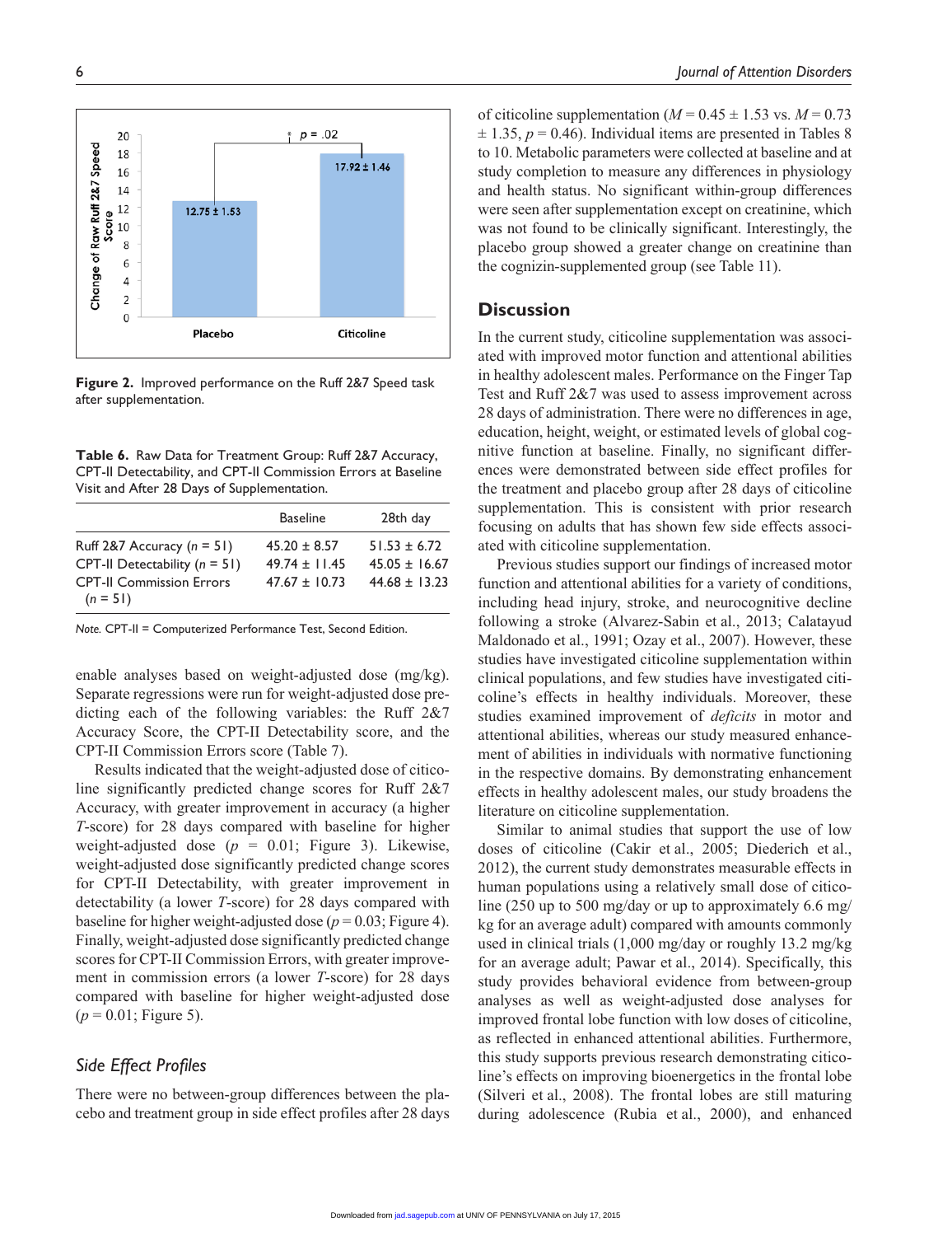Figure 2. Improved performance on the Ruff 2&7 Speed task after supplementation.

**Table 6.** Raw Data for Treatment Group: Ruff 2&7 Accuracy, CPT-II Detectability, and CPT-II Commission Errors at Baseline Visit and After 28 Days of Supplementation.

| | Baseline | 28th day |
|---|---|---|
| Ruff 2&7 Accuracy ($n$ = 51) | 45.20 ± 8.57 | 51.53 ± 6.72 |
| CPT-II Detectability ($n$ = 51) | 49.74 ± 11.45 | 45.05 ± 16.67 |
| CPT-II Commission Errors ($n$ = 51) | 47.67 ± 10.73 | 44.68 ± 13.23 |

*Note.* CPT-II = Computerized Performance Test, Second Edition.

enable analyses based on weight-adjusted dose (mg/kg). Separate regressions were run for weight-adjusted dose predicting each of the following variables: the Ruff 2&7 Accuracy Score, the CPT-II Detectability score, and the CPT-II Commission Errors score (Table 7).

Results indicated that the weight-adjusted dose of citicoline significantly predicted change scores for Ruff 2&7 Accuracy, with greater improvement in accuracy (a higher $T$-score) for 28 days compared with baseline for higher weight-adjusted dose ($p$ = 0.01; Figure 3). Likewise, weight-adjusted dose significantly predicted change scores for CPT-II Detectability, with greater improvement in detectability (a lower $T$-score) for 28 days compared with baseline for higher weight-adjusted dose ($p$ = 0.03; Figure 4). Finally, weight-adjusted dose significantly predicted change scores for CPT-II Commission Errors, with greater improvement in commission errors (a lower $T$-score) for 28 days compared with baseline for higher weight-adjusted dose ($p$ = 0.01; Figure 5).

### *Side Effect Profiles*

There were no between-group differences between the placebo and treatment group in side effect profiles after 28 days of citicoline supplementation ($M$ = 0.45 ± 1.53 vs. $M$ = 0.73 ± 1.35, $p$ = 0.46). Individual items are presented in Tables 8 to 10. Metabolic parameters were collected at baseline and at study completion to measure any differences in physiology and health status. No significant within-group differences were seen after supplementation except on creatinine, which was not found to be clinically significant. Interestingly, the placebo group showed a greater change on creatinine than the cognizin-supplemented group (see Table 11).

## Discussion

In the current study, citicoline supplementation was associated with improved motor function and attentional abilities in healthy adolescent males. Performance on the Finger Tap Test and Ruff 2&7 was used to assess improvement across 28 days of administration. There were no differences in age, education, height, weight, or estimated levels of global cognitive function at baseline. Finally, no significant differences were demonstrated between side effect profiles for the treatment and placebo group after 28 days of citicoline supplementation. This is consistent with prior research focusing on adults that has shown few side effects associated with citicoline supplementation.

Previous studies support our findings of increased motor function and attentional abilities for a variety of conditions, including head injury, stroke, and neurocognitive decline following a stroke (Alvarez-Sabin et al., 2013; Calatayud Maldonado et al., 1991; Ozay et al., 2007). However, these studies have investigated citicoline supplementation within clinical populations, and few studies have investigated citicoline's effects in healthy individuals. Moreover, these studies examined improvement of *deficits* in motor and attentional abilities, whereas our study measured enhancement of abilities in individuals with normative functioning in the respective domains. By demonstrating enhancement effects in healthy adolescent males, our study broadens the literature on citicoline supplementation.

Similar to animal studies that support the use of low doses of citicoline (Cakir et al., 2005; Diederich et al., 2012), the current study demonstrates measurable effects in human populations using a relatively small dose of citicoline (250 up to 500 mg/day or up to approximately 6.6 mg/kg for an average adult) compared with amounts commonly used in clinical trials (1,000 mg/day or roughly 13.2 mg/kg for an average adult; Pawar et al., 2014). Specifically, this study provides behavioral evidence from between-group analyses as well as weight-adjusted dose analyses for improved frontal lobe function with low doses of citicoline, as reflected in enhanced attentional abilities. Furthermore, this study supports previous research demonstrating citicoline's effects on improving bioenergetics in the frontal lobe (Silveri et al., 2008). The frontal lobes are still maturing during adolescence (Rubia et al., 2000), and enhanced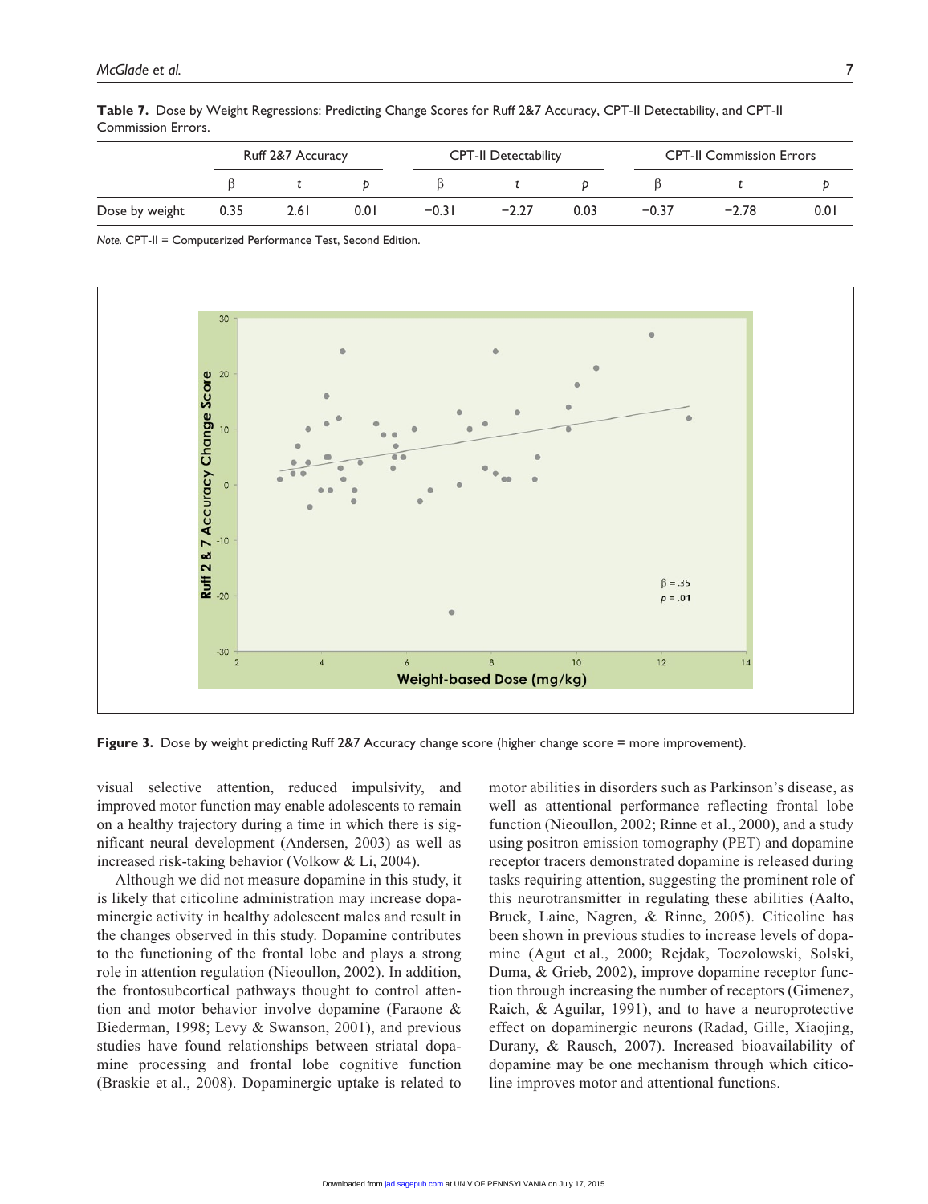**Table 7.** Dose by Weight Regressions: Predicting Change Scores for Ruff 2&7 Accuracy, CPT-II Detectability, and CPT-II Commission Errors.

| | Ruff 2&7 Accuracy | | | CPT-II Detectability | | | CPT-II Commission Errors | | |
|---|---|---|---|---|---|---|---|---|---|
| | β | *t* | *p* | β | *t* | *p* | β | *t* | *p* |
| Dose by weight | 0.35 | 2.61 | 0.01 | −0.31 | −2.27 | 0.03 | −0.37 | −2.78 | 0.01 |

*Note.* CPT-II = Computerized Performance Test, Second Edition.

**Figure 3.** Dose by weight predicting Ruff 2&7 Accuracy change score (higher change score = more improvement).

visual selective attention, reduced impulsivity, and improved motor function may enable adolescents to remain on a healthy trajectory during a time in which there is significant neural development (Andersen, 2003) as well as increased risk-taking behavior (Volkow & Li, 2004).

Although we did not measure dopamine in this study, it is likely that citicoline administration may increase dopaminergic activity in healthy adolescent males and result in the changes observed in this study. Dopamine contributes to the functioning of the frontal lobe and plays a strong role in attention regulation (Nieoullon, 2002). In addition, the frontosubcortical pathways thought to control attention and motor behavior involve dopamine (Faraone & Biederman, 1998; Levy & Swanson, 2001), and previous studies have found relationships between striatal dopamine processing and frontal lobe cognitive function (Braskie et al., 2008). Dopaminergic uptake is related to motor abilities in disorders such as Parkinson's disease, as well as attentional performance reflecting frontal lobe function (Nieoullon, 2002; Rinne et al., 2000), and a study using positron emission tomography (PET) and dopamine receptor tracers demonstrated dopamine is released during tasks requiring attention, suggesting the prominent role of this neurotransmitter in regulating these abilities (Aalto, Bruck, Laine, Nagren, & Rinne, 2005). Citicoline has been shown in previous studies to increase levels of dopamine (Agut et al., 2000; Rejdak, Toczolowski, Solski, Duma, & Grieb, 2002), improve dopamine receptor function through increasing the number of receptors (Gimenez, Raich, & Aguilar, 1991), and to have a neuroprotective effect on dopaminergic neurons (Radad, Gille, Xiaojing, Durany, & Rausch, 2007). Increased bioavailability of dopamine may be one mechanism through which citicoline improves motor and attentional functions.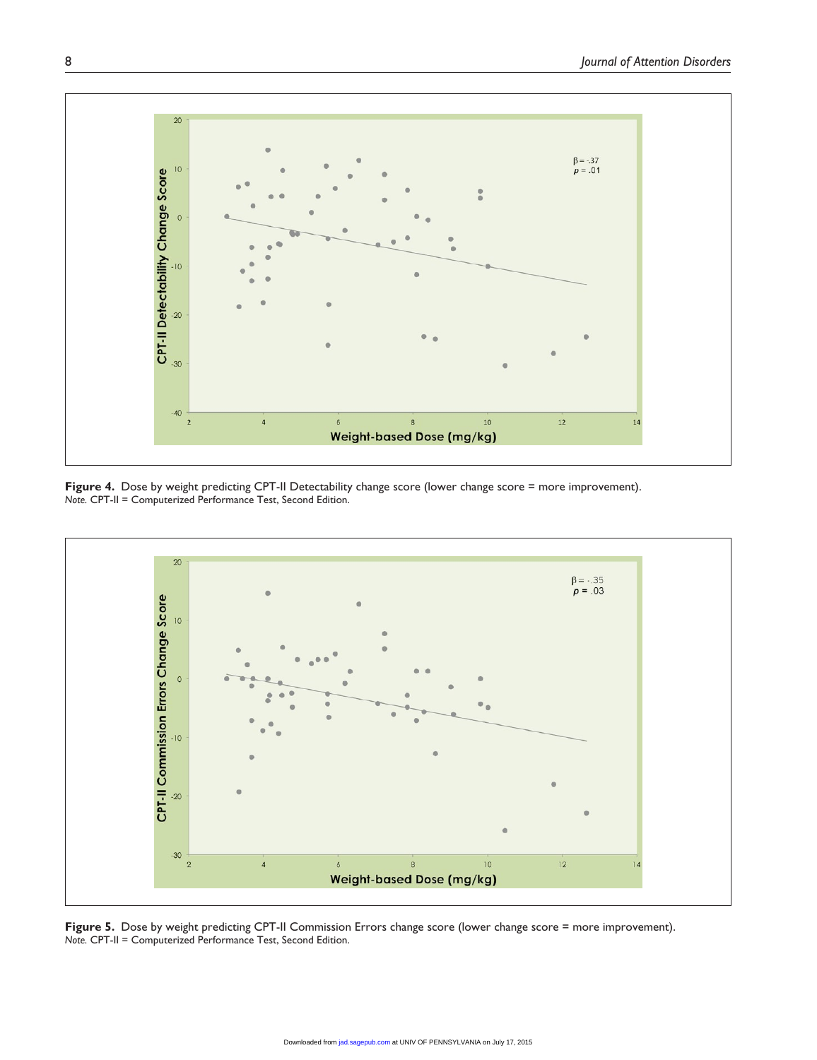**Figure 4.** Dose by weight predicting CPT-II Detectability change score (lower change score = more improvement).
*Note.* CPT-II = Computerized Performance Test, Second Edition.

**Figure 5.** Dose by weight predicting CPT-II Commission Errors change score (lower change score = more improvement).
*Note.* CPT-II = Computerized Performance Test, Second Edition.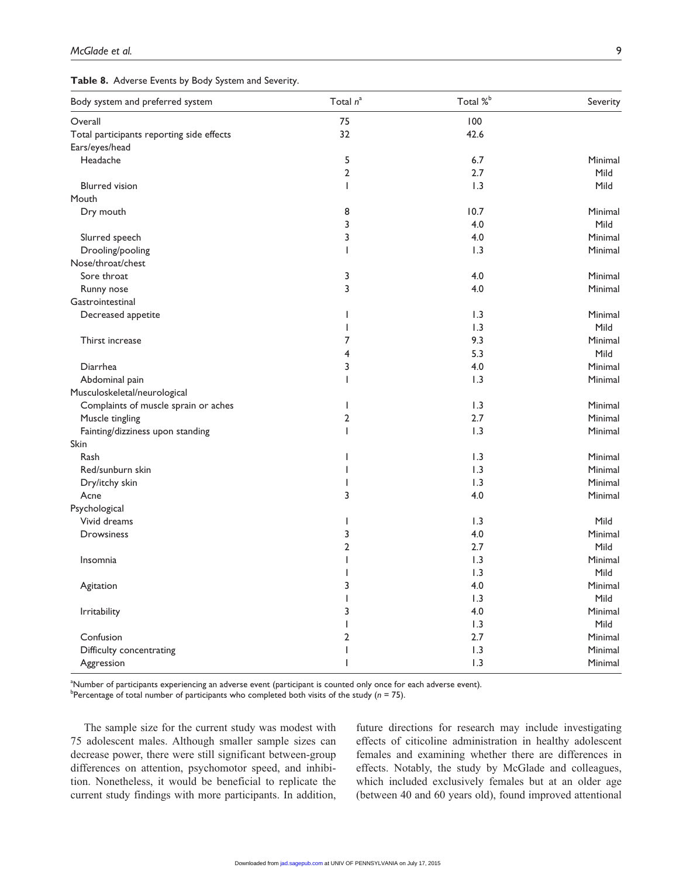**Table 8.** Adverse Events by Body System and Severity.

| Body system and preferred system | Total $n$[a] | Total %[b] | Severity |
|---|---|---|---|
| Overall | 75 | 100 | |
| Total participants reporting side effects | 32 | 42.6 | |
| Ears/eyes/head | | | |
| Headache | 5 | 6.7 | Minimal |
| | 2 | 2.7 | Mild |
| Blurred vision | 1 | 1.3 | Mild |
| Mouth | | | |
| Dry mouth | 8 | 10.7 | Minimal |
| | 3 | 4.0 | Mild |
| Slurred speech | 3 | 4.0 | Minimal |
| Drooling/pooling | 1 | 1.3 | Minimal |
| Nose/throat/chest | | | |
| Sore throat | 3 | 4.0 | Minimal |
| Runny nose | 3 | 4.0 | Minimal |
| Gastrointestinal | | | |
| Decreased appetite | 1 | 1.3 | Minimal |
| | 1 | 1.3 | Mild |
| Thirst increase | 7 | 9.3 | Minimal |
| | 4 | 5.3 | Mild |
| Diarrhea | 3 | 4.0 | Minimal |
| Abdominal pain | 1 | 1.3 | Minimal |
| Musculoskeletal/neurological | | | |
| Complaints of muscle sprain or aches | 1 | 1.3 | Minimal |
| Muscle tingling | 2 | 2.7 | Minimal |
| Fainting/dizziness upon standing | 1 | 1.3 | Minimal |
| Skin | | | |
| Rash | 1 | 1.3 | Minimal |
| Red/sunburn skin | 1 | 1.3 | Minimal |
| Dry/itchy skin | 1 | 1.3 | Minimal |
| Acne | 3 | 4.0 | Minimal |
| Psychological | | | |
| Vivid dreams | 1 | 1.3 | Mild |
| Drowsiness | 3 | 4.0 | Minimal |
| | 2 | 2.7 | Mild |
| Insomnia | 1 | 1.3 | Minimal |
| | 1 | 1.3 | Mild |
| Agitation | 3 | 4.0 | Minimal |
| | 1 | 1.3 | Mild |
| Irritability | 3 | 4.0 | Minimal |
| | 1 | 1.3 | Mild |
| Confusion | 2 | 2.7 | Minimal |
| Difficulty concentrating | 1 | 1.3 | Minimal |
| Aggression | 1 | 1.3 | Minimal |

[a]Number of participants experiencing an adverse event (participant is counted only once for each adverse event).
[b]Percentage of total number of participants who completed both visits of the study ($n$ = 75).

The sample size for the current study was modest with 75 adolescent males. Although smaller sample sizes can decrease power, there were still significant between-group differences on attention, psychomotor speed, and inhibition. Nonetheless, it would be beneficial to replicate the current study findings with more participants. In addition, future directions for research may include investigating effects of citicoline administration in healthy adolescent females and examining whether there are differences in effects. Notably, the study by McGlade and colleagues, which included exclusively females but at an older age (between 40 and 60 years old), found improved attentional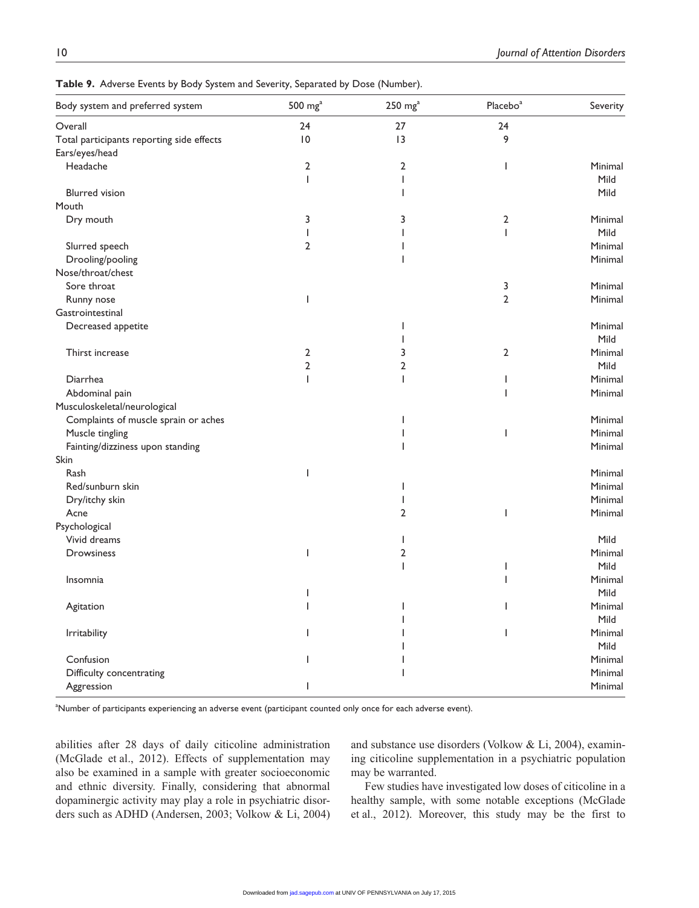**Table 9.** Adverse Events by Body System and Severity, Separated by Dose (Number).

| Body system and preferred system | 500 mg[a] | 250 mg[a] | Placebo[a] | Severity |
|---|---|---|---|---|
| Overall | 24 | 27 | 24 | |
| Total participants reporting side effects | 10 | 13 | 9 | |
| Ears/eyes/head | | | | |
| Headache | 2 | 2 | 1 | Minimal |
| | 1 | 1 | | Mild |
| Blurred vision | | 1 | | Mild |
| Mouth | | | | |
| Dry mouth | 3 | 3 | 2 | Minimal |
| | 1 | 1 | 1 | Mild |
| Slurred speech | 2 | 1 | | Minimal |
| Drooling/pooling | | 1 | | Minimal |
| Nose/throat/chest | | | | |
| Sore throat | | | 3 | Minimal |
| Runny nose | 1 | | 2 | Minimal |
| Gastrointestinal | | | | |
| Decreased appetite | | 1 | | Minimal |
| | | 1 | | Mild |
| Thirst increase | 2 | 3 | 2 | Minimal |
| | 2 | 2 | | Mild |
| Diarrhea | 1 | 1 | 1 | Minimal |
| Abdominal pain | | | 1 | Minimal |
| Musculoskeletal/neurological | | | | |
| Complaints of muscle sprain or aches | | 1 | | Minimal |
| Muscle tingling | | 1 | 1 | Minimal |
| Fainting/dizziness upon standing | | 1 | | Minimal |
| Skin | | | | |
| Rash | 1 | | | Minimal |
| Red/sunburn skin | | 1 | | Minimal |
| Dry/itchy skin | | 1 | | Minimal |
| Acne | | 2 | 1 | Minimal |
| Psychological | | | | |
| Vivid dreams | | 1 | | Mild |
| Drowsiness | 1 | 2 | | Minimal |
| | | 1 | 1 | Mild |
| Insomnia | | | 1 | Minimal |
| | 1 | | | Mild |
| Agitation | 1 | 1 | 1 | Minimal |
| | | 1 | | Mild |
| Irritability | 1 | 1 | 1 | Minimal |
| | | 1 | | Mild |
| Confusion | 1 | 1 | | Minimal |
| Difficulty concentrating | | 1 | | Minimal |
| Aggression | 1 | | | Minimal |

[a]Number of participants experiencing an adverse event (participant counted only once for each adverse event).

abilities after 28 days of daily citicoline administration (McGlade et al., 2012). Effects of supplementation may also be examined in a sample with greater socioeconomic and ethnic diversity. Finally, considering that abnormal dopaminergic activity may play a role in psychiatric disorders such as ADHD (Andersen, 2003; Volkow & Li, 2004) and substance use disorders (Volkow & Li, 2004), examining citicoline supplementation in a psychiatric population may be warranted.

Few studies have investigated low doses of citicoline in a healthy sample, with some notable exceptions (McGlade et al., 2012). Moreover, this study may be the first to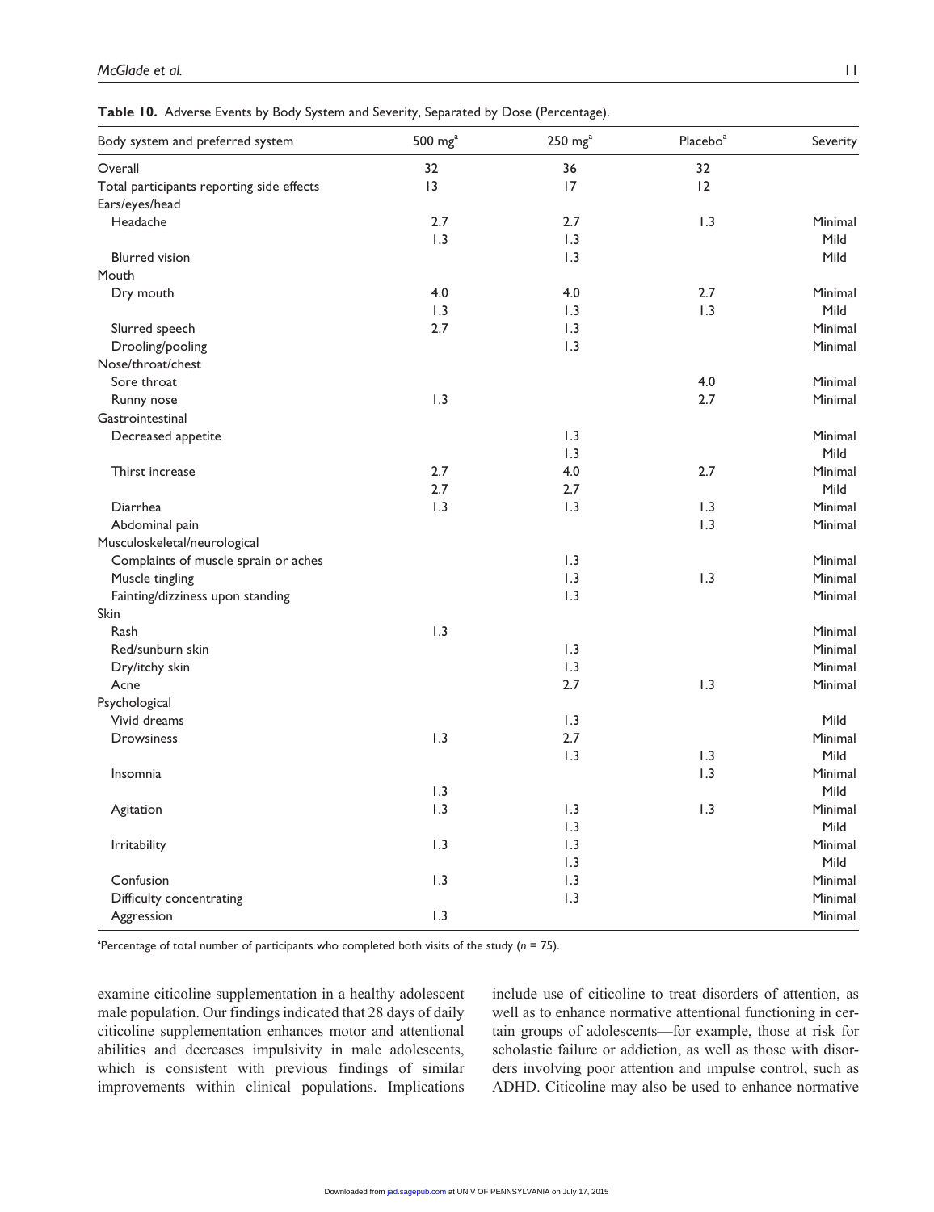**Table 10.** Adverse Events by Body System and Severity, Separated by Dose (Percentage).

| Body system and preferred system | 500 mg[a] | 250 mg[a] | Placebo[a] | Severity |
|---|---|---|---|---|
| Overall | 32 | 36 | 32 | |
| Total participants reporting side effects | 13 | 17 | 12 | |
| Ears/eyes/head | | | | |
| Headache | 2.7 | 2.7 | 1.3 | Minimal |
| | 1.3 | 1.3 | | Mild |
| Blurred vision | | 1.3 | | Mild |
| Mouth | | | | |
| Dry mouth | 4.0 | 4.0 | 2.7 | Minimal |
| | 1.3 | 1.3 | 1.3 | Mild |
| Slurred speech | 2.7 | 1.3 | | Minimal |
| Drooling/pooling | | 1.3 | | Minimal |
| Nose/throat/chest | | | | |
| Sore throat | | | 4.0 | Minimal |
| Runny nose | 1.3 | | 2.7 | Minimal |
| Gastrointestinal | | | | |
| Decreased appetite | | 1.3 | | Minimal |
| | | 1.3 | | Mild |
| Thirst increase | 2.7 | 4.0 | 2.7 | Minimal |
| | 2.7 | 2.7 | | Mild |
| Diarrhea | 1.3 | 1.3 | 1.3 | Minimal |
| Abdominal pain | | | 1.3 | Minimal |
| Musculoskeletal/neurological | | | | |
| Complaints of muscle sprain or aches | | 1.3 | | Minimal |
| Muscle tingling | | 1.3 | 1.3 | Minimal |
| Fainting/dizziness upon standing | | 1.3 | | Minimal |
| Skin | | | | |
| Rash | 1.3 | | | Minimal |
| Red/sunburn skin | | 1.3 | | Minimal |
| Dry/itchy skin | | 1.3 | | Minimal |
| Acne | | 2.7 | 1.3 | Minimal |
| Psychological | | | | |
| Vivid dreams | | 1.3 | | Mild |
| Drowsiness | 1.3 | 2.7 | | Minimal |
| | | 1.3 | 1.3 | Mild |
| Insomnia | | | 1.3 | Minimal |
| | 1.3 | | | Mild |
| Agitation | 1.3 | 1.3 | 1.3 | Minimal |
| | | 1.3 | | Mild |
| Irritability | 1.3 | 1.3 | | Minimal |
| | | 1.3 | | Mild |
| Confusion | 1.3 | 1.3 | | Minimal |
| Difficulty concentrating | | 1.3 | | Minimal |
| Aggression | 1.3 | | | Minimal |

[a]Percentage of total number of participants who completed both visits of the study ($n$ = 75).

examine citicoline supplementation in a healthy adolescent male population. Our findings indicated that 28 days of daily citicoline supplementation enhances motor and attentional abilities and decreases impulsivity in male adolescents, which is consistent with previous findings of similar improvements within clinical populations. Implications include use of citicoline to treat disorders of attention, as well as to enhance normative attentional functioning in certain groups of adolescents—for example, those at risk for scholastic failure or addiction, as well as those with disorders involving poor attention and impulse control, such as ADHD. Citicoline may also be used to enhance normative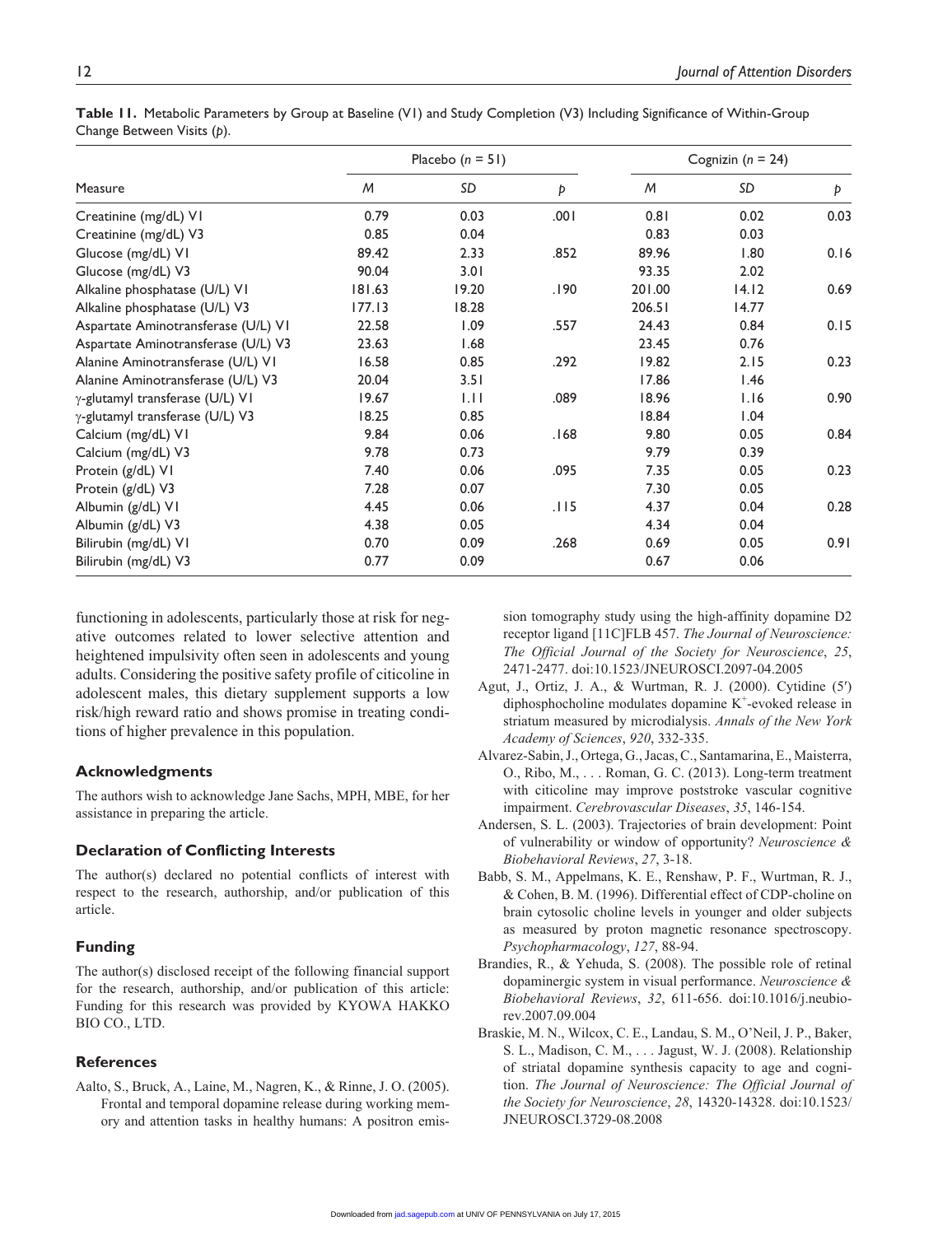**Table 11.** Metabolic Parameters by Group at Baseline (V1) and Study Completion (V3) Including Significance of Within-Group Change Between Visits (*p*).

| Measure | Placebo (*n* = 51) | | | Cognizin (*n* = 24) | | |
|---|---|---|---|---|---|---|
| | *M* | *SD* | *p* | *M* | *SD* | *p* |
| Creatinine (mg/dL) V1 | 0.79 | 0.03 | .001 | 0.81 | 0.02 | 0.03 |
| Creatinine (mg/dL) V3 | 0.85 | 0.04 | | 0.83 | 0.03 | |
| Glucose (mg/dL) V1 | 89.42 | 2.33 | .852 | 89.96 | 1.80 | 0.16 |
| Glucose (mg/dL) V3 | 90.04 | 3.01 | | 93.35 | 2.02 | |
| Alkaline phosphatase (U/L) V1 | 181.63 | 19.20 | .190 | 201.00 | 14.12 | 0.69 |
| Alkaline phosphatase (U/L) V3 | 177.13 | 18.28 | | 206.51 | 14.77 | |
| Aspartate Aminotransferase (U/L) V1 | 22.58 | 1.09 | .557 | 24.43 | 0.84 | 0.15 |
| Aspartate Aminotransferase (U/L) V3 | 23.63 | 1.68 | | 23.45 | 0.76 | |
| Alanine Aminotransferase (U/L) V1 | 16.58 | 0.85 | .292 | 19.82 | 2.15 | 0.23 |
| Alanine Aminotransferase (U/L) V3 | 20.04 | 3.51 | | 17.86 | 1.46 | |
| γ-glutamyl transferase (U/L) V1 | 19.67 | 1.11 | .089 | 18.96 | 1.16 | 0.90 |
| γ-glutamyl transferase (U/L) V3 | 18.25 | 0.85 | | 18.84 | 1.04 | |
| Calcium (mg/dL) V1 | 9.84 | 0.06 | .168 | 9.80 | 0.05 | 0.84 |
| Calcium (mg/dL) V3 | 9.78 | 0.73 | | 9.79 | 0.39 | |
| Protein (g/dL) V1 | 7.40 | 0.06 | .095 | 7.35 | 0.05 | 0.23 |
| Protein (g/dL) V3 | 7.28 | 0.07 | | 7.30 | 0.05 | |
| Albumin (g/dL) V1 | 4.45 | 0.06 | .115 | 4.37 | 0.04 | 0.28 |
| Albumin (g/dL) V3 | 4.38 | 0.05 | | 4.34 | 0.04 | |
| Bilirubin (mg/dL) V1 | 0.70 | 0.09 | .268 | 0.69 | 0.05 | 0.91 |
| Bilirubin (mg/dL) V3 | 0.77 | 0.09 | | 0.67 | 0.06 | |

functioning in adolescents, particularly those at risk for negative outcomes related to lower selective attention and heightened impulsivity often seen in adolescents and young adults. Considering the positive safety profile of citicoline in adolescent males, this dietary supplement supports a low risk/high reward ratio and shows promise in treating conditions of higher prevalence in this population.

## Acknowledgments

The authors wish to acknowledge Jane Sachs, MPH, MBE, for her assistance in preparing the article.

## Declaration of Conflicting Interests

The author(s) declared no potential conflicts of interest with respect to the research, authorship, and/or publication of this article.

## Funding

The author(s) disclosed receipt of the following financial support for the research, authorship, and/or publication of this article: Funding for this research was provided by KYOWA HAKKO BIO CO., LTD.

## References

Aalto, S., Bruck, A., Laine, M., Nagren, K., & Rinne, J. O. (2005). Frontal and temporal dopamine release during working memory and attention tasks in healthy humans: A positron emission tomography study using the high-affinity dopamine D2 receptor ligand [11C]FLB 457. *The Journal of Neuroscience: The Official Journal of the Society for Neuroscience*, *25*, 2471-2477. doi:10.1523/JNEUROSCI.2097-04.2005

Agut, J., Ortiz, J. A., & Wurtman, R. J. (2000). Cytidine (5′) diphosphocholine modulates dopamine $K^+$-evoked release in striatum measured by microdialysis. *Annals of the New York Academy of Sciences*, *920*, 332-335.

Alvarez-Sabin, J., Ortega, G., Jacas, C., Santamarina, E., Maisterra, O., Ribo, M., . . . Roman, G. C. (2013). Long-term treatment with citicoline may improve poststroke vascular cognitive impairment. *Cerebrovascular Diseases*, *35*, 146-154.

Andersen, S. L. (2003). Trajectories of brain development: Point of vulnerability or window of opportunity? *Neuroscience & Biobehavioral Reviews*, *27*, 3-18.

Babb, S. M., Appelmans, K. E., Renshaw, P. F., Wurtman, R. J., & Cohen, B. M. (1996). Differential effect of CDP-choline on brain cytosolic choline levels in younger and older subjects as measured by proton magnetic resonance spectroscopy. *Psychopharmacology*, *127*, 88-94.

Brandies, R., & Yehuda, S. (2008). The possible role of retinal dopaminergic system in visual performance. *Neuroscience & Biobehavioral Reviews*, *32*, 611-656. doi:10.1016/j.neubiorev.2007.09.004

Braskie, M. N., Wilcox, C. E., Landau, S. M., O'Neil, J. P., Baker, S. L., Madison, C. M., . . . Jagust, W. J. (2008). Relationship of striatal dopamine synthesis capacity to age and cognition. *The Journal of Neuroscience: The Official Journal of the Society for Neuroscience*, *28*, 14320-14328. doi:10.1523/JNEUROSCI.3729-08.2008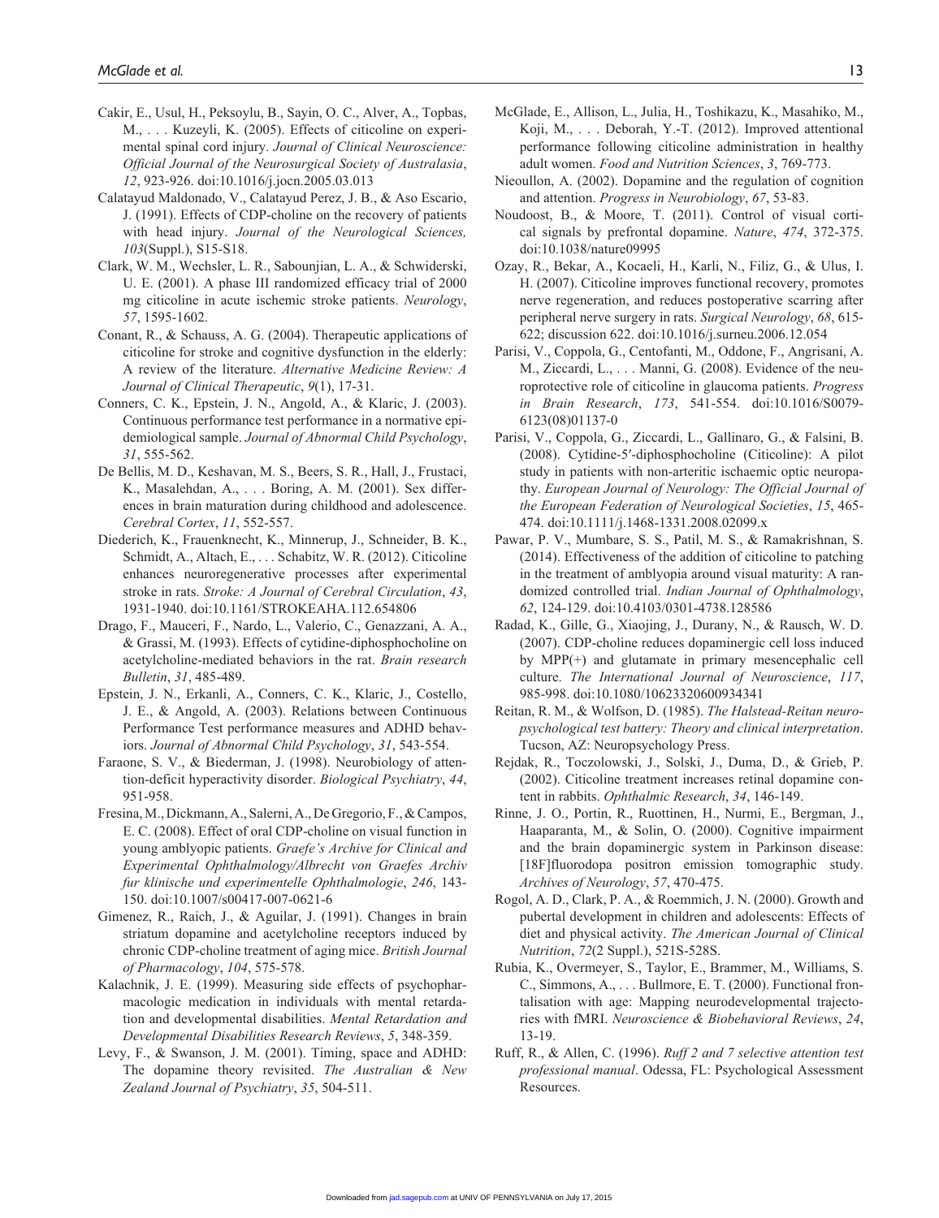Cakir, E., Usul, H., Peksoylu, B., Sayin, O. C., Alver, A., Topbas, M., . . . Kuzeyli, K. (2005). Effects of citicoline on experimental spinal cord injury. *Journal of Clinical Neuroscience: Official Journal of the Neurosurgical Society of Australasia*, *12*, 923-926. doi:10.1016/j.jocn.2005.03.013

Calatayud Maldonado, V., Calatayud Perez, J. B., & Aso Escario, J. (1991). Effects of CDP-choline on the recovery of patients with head injury. *Journal of the Neurological Sciences, 103*(Suppl.), S15-S18.

Clark, W. M., Wechsler, L. R., Sabounjian, L. A., & Schwiderski, U. E. (2001). A phase III randomized efficacy trial of 2000 mg citicoline in acute ischemic stroke patients. *Neurology*, *57*, 1595-1602.

Conant, R., & Schauss, A. G. (2004). Therapeutic applications of citicoline for stroke and cognitive dysfunction in the elderly: A review of the literature. *Alternative Medicine Review: A Journal of Clinical Therapeutic*, *9*(1), 17-31.

Conners, C. K., Epstein, J. N., Angold, A., & Klaric, J. (2003). Continuous performance test performance in a normative epidemiological sample. *Journal of Abnormal Child Psychology*, *31*, 555-562.

De Bellis, M. D., Keshavan, M. S., Beers, S. R., Hall, J., Frustaci, K., Masalehdan, A., . . . Boring, A. M. (2001). Sex differences in brain maturation during childhood and adolescence. *Cerebral Cortex*, *11*, 552-557.

Diederich, K., Frauenknecht, K., Minnerup, J., Schneider, B. K., Schmidt, A., Altach, E., . . . Schabitz, W. R. (2012). Citicoline enhances neuroregenerative processes after experimental stroke in rats. *Stroke: A Journal of Cerebral Circulation*, *43*, 1931-1940. doi:10.1161/STROKEAHA.112.654806

Drago, F., Mauceri, F., Nardo, L., Valerio, C., Genazzani, A. A., & Grassi, M. (1993). Effects of cytidine-diphosphocholine on acetylcholine-mediated behaviors in the rat. *Brain research Bulletin*, *31*, 485-489.

Epstein, J. N., Erkanli, A., Conners, C. K., Klaric, J., Costello, J. E., & Angold, A. (2003). Relations between Continuous Performance Test performance measures and ADHD behaviors. *Journal of Abnormal Child Psychology*, *31*, 543-554.

Faraone, S. V., & Biederman, J. (1998). Neurobiology of attention-deficit hyperactivity disorder. *Biological Psychiatry*, *44*, 951-958.

Fresina, M., Dickmann, A., Salerni, A., De Gregorio, F., & Campos, E. C. (2008). Effect of oral CDP-choline on visual function in young amblyopic patients. *Graefe's Archive for Clinical and Experimental Ophthalmology/Albrecht von Graefes Archiv fur klinische und experimentelle Ophthalmologie*, *246*, 143-150. doi:10.1007/s00417-007-0621-6

Gimenez, R., Raich, J., & Aguilar, J. (1991). Changes in brain striatum dopamine and acetylcholine receptors induced by chronic CDP-choline treatment of aging mice. *British Journal of Pharmacology*, *104*, 575-578.

Kalachnik, J. E. (1999). Measuring side effects of psychopharmacologic medication in individuals with mental retardation and developmental disabilities. *Mental Retardation and Developmental Disabilities Research Reviews*, *5*, 348-359.

Levy, F., & Swanson, J. M. (2001). Timing, space and ADHD: The dopamine theory revisited. *The Australian & New Zealand Journal of Psychiatry*, *35*, 504-511.

McGlade, E., Allison, L., Julia, H., Toshikazu, K., Masahiko, M., Koji, M., . . . Deborah, Y.-T. (2012). Improved attentional performance following citicoline administration in healthy adult women. *Food and Nutrition Sciences*, *3*, 769-773.

Nieoullon, A. (2002). Dopamine and the regulation of cognition and attention. *Progress in Neurobiology*, *67*, 53-83.

Noudoost, B., & Moore, T. (2011). Control of visual cortical signals by prefrontal dopamine. *Nature*, *474*, 372-375. doi:10.1038/nature09995

Ozay, R., Bekar, A., Kocaeli, H., Karli, N., Filiz, G., & Ulus, I. H. (2007). Citicoline improves functional recovery, promotes nerve regeneration, and reduces postoperative scarring after peripheral nerve surgery in rats. *Surgical Neurology*, *68*, 615-622; discussion 622. doi:10.1016/j.surneu.2006.12.054

Parisi, V., Coppola, G., Centofanti, M., Oddone, F., Angrisani, A. M., Ziccardi, L., . . . Manni, G. (2008). Evidence of the neuroprotective role of citicoline in glaucoma patients. *Progress in Brain Research*, *173*, 541-554. doi:10.1016/S0079-6123(08)01137-0

Parisi, V., Coppola, G., Ziccardi, L., Gallinaro, G., & Falsini, B. (2008). Cytidine-5′-diphosphocholine (Citicoline): A pilot study in patients with non-arteritic ischaemic optic neuropathy. *European Journal of Neurology: The Official Journal of the European Federation of Neurological Societies*, *15*, 465-474. doi:10.1111/j.1468-1331.2008.02099.x

Pawar, P. V., Mumbare, S. S., Patil, M. S., & Ramakrishnan, S. (2014). Effectiveness of the addition of citicoline to patching in the treatment of amblyopia around visual maturity: A randomized controlled trial. *Indian Journal of Ophthalmology*, *62*, 124-129. doi:10.4103/0301-4738.128586

Radad, K., Gille, G., Xiaojing, J., Durany, N., & Rausch, W. D. (2007). CDP-choline reduces dopaminergic cell loss induced by MPP(+) and glutamate in primary mesencephalic cell culture. *The International Journal of Neuroscience*, *117*, 985-998. doi:10.1080/10623320600934341

Reitan, R. M., & Wolfson, D. (1985). *The Halstead-Reitan neuropsychological test battery: Theory and clinical interpretation*. Tucson, AZ: Neuropsychology Press.

Rejdak, R., Toczolowski, J., Solski, J., Duma, D., & Grieb, P. (2002). Citicoline treatment increases retinal dopamine content in rabbits. *Ophthalmic Research*, *34*, 146-149.

Rinne, J. O., Portin, R., Ruottinen, H., Nurmi, E., Bergman, J., Haaparanta, M., & Solin, O. (2000). Cognitive impairment and the brain dopaminergic system in Parkinson disease: [18F]fluorodopa positron emission tomographic study. *Archives of Neurology*, *57*, 470-475.

Rogol, A. D., Clark, P. A., & Roemmich, J. N. (2000). Growth and pubertal development in children and adolescents: Effects of diet and physical activity. *The American Journal of Clinical Nutrition*, *72*(2 Suppl.), 521S-528S.

Rubia, K., Overmeyer, S., Taylor, E., Brammer, M., Williams, S. C., Simmons, A., . . . Bullmore, E. T. (2000). Functional frontalisation with age: Mapping neurodevelopmental trajectories with fMRI. *Neuroscience & Biobehavioral Reviews*, *24*, 13-19.

Ruff, R., & Allen, C. (1996). *Ruff 2 and 7 selective attention test professional manual*. Odessa, FL: Psychological Assessment Resources.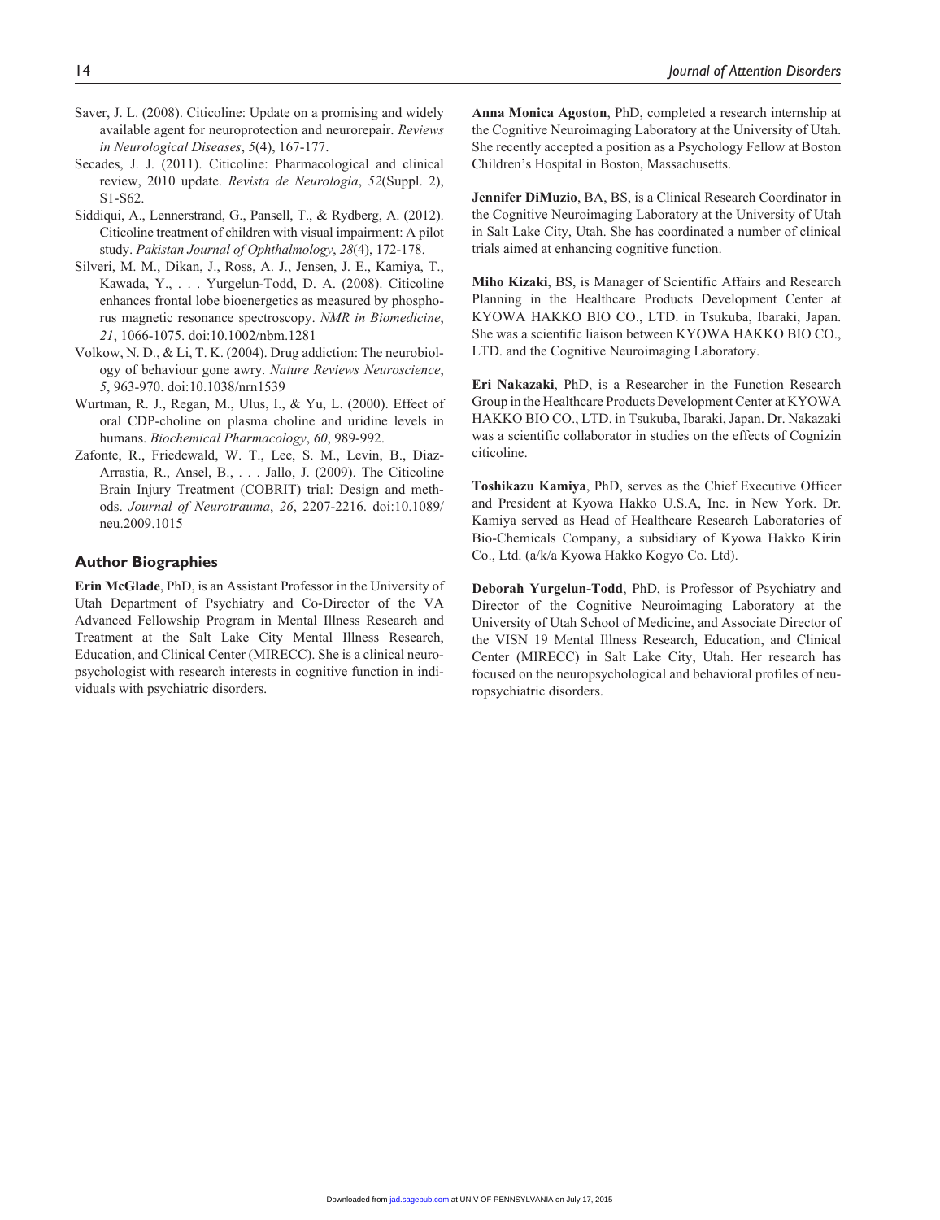Saver, J. L. (2008). Citicoline: Update on a promising and widely available agent for neuroprotection and neurorepair. *Reviews in Neurological Diseases*, *5*(4), 167-177.

Secades, J. J. (2011). Citicoline: Pharmacological and clinical review, 2010 update. *Revista de Neurologia*, *52*(Suppl. 2), S1-S62.

Siddiqui, A., Lennerstrand, G., Pansell, T., & Rydberg, A. (2012). Citicoline treatment of children with visual impairment: A pilot study. *Pakistan Journal of Ophthalmology*, *28*(4), 172-178.

Silveri, M. M., Dikan, J., Ross, A. J., Jensen, J. E., Kamiya, T., Kawada, Y., . . . Yurgelun-Todd, D. A. (2008). Citicoline enhances frontal lobe bioenergetics as measured by phosphorus magnetic resonance spectroscopy. *NMR in Biomedicine*, *21*, 1066-1075. doi:10.1002/nbm.1281

Volkow, N. D., & Li, T. K. (2004). Drug addiction: The neurobiology of behaviour gone awry. *Nature Reviews Neuroscience*, *5*, 963-970. doi:10.1038/nrn1539

Wurtman, R. J., Regan, M., Ulus, I., & Yu, L. (2000). Effect of oral CDP-choline on plasma choline and uridine levels in humans. *Biochemical Pharmacology*, *60*, 989-992.

Zafonte, R., Friedewald, W. T., Lee, S. M., Levin, B., Diaz-Arrastia, R., Ansel, B., . . . Jallo, J. (2009). The Citicoline Brain Injury Treatment (COBRIT) trial: Design and methods. *Journal of Neurotrauma*, *26*, 2207-2216. doi:10.1089/neu.2009.1015

## Author Biographies

**Erin McGlade**, PhD, is an Assistant Professor in the University of Utah Department of Psychiatry and Co-Director of the VA Advanced Fellowship Program in Mental Illness Research and Treatment at the Salt Lake City Mental Illness Research, Education, and Clinical Center (MIRECC). She is a clinical neuropsychologist with research interests in cognitive function in individuals with psychiatric disorders.

**Anna Monica Agoston**, PhD, completed a research internship at the Cognitive Neuroimaging Laboratory at the University of Utah. She recently accepted a position as a Psychology Fellow at Boston Children's Hospital in Boston, Massachusetts.

**Jennifer DiMuzio**, BA, BS, is a Clinical Research Coordinator in the Cognitive Neuroimaging Laboratory at the University of Utah in Salt Lake City, Utah. She has coordinated a number of clinical trials aimed at enhancing cognitive function.

**Miho Kizaki**, BS, is Manager of Scientific Affairs and Research Planning in the Healthcare Products Development Center at KYOWA HAKKO BIO CO., LTD. in Tsukuba, Ibaraki, Japan. She was a scientific liaison between KYOWA HAKKO BIO CO., LTD. and the Cognitive Neuroimaging Laboratory.

**Eri Nakazaki**, PhD, is a Researcher in the Function Research Group in the Healthcare Products Development Center at KYOWA HAKKO BIO CO., LTD. in Tsukuba, Ibaraki, Japan. Dr. Nakazaki was a scientific collaborator in studies on the effects of Cognizin citicoline.

**Toshikazu Kamiya**, PhD, serves as the Chief Executive Officer and President at Kyowa Hakko U.S.A, Inc. in New York. Dr. Kamiya served as Head of Healthcare Research Laboratories of Bio-Chemicals Company, a subsidiary of Kyowa Hakko Kirin Co., Ltd. (a/k/a Kyowa Hakko Kogyo Co. Ltd).

**Deborah Yurgelun-Todd**, PhD, is Professor of Psychiatry and Director of the Cognitive Neuroimaging Laboratory at the University of Utah School of Medicine, and Associate Director of the VISN 19 Mental Illness Research, Education, and Clinical Center (MIRECC) in Salt Lake City, Utah. Her research has focused on the neuropsychological and behavioral profiles of neuropsychiatric disorders.